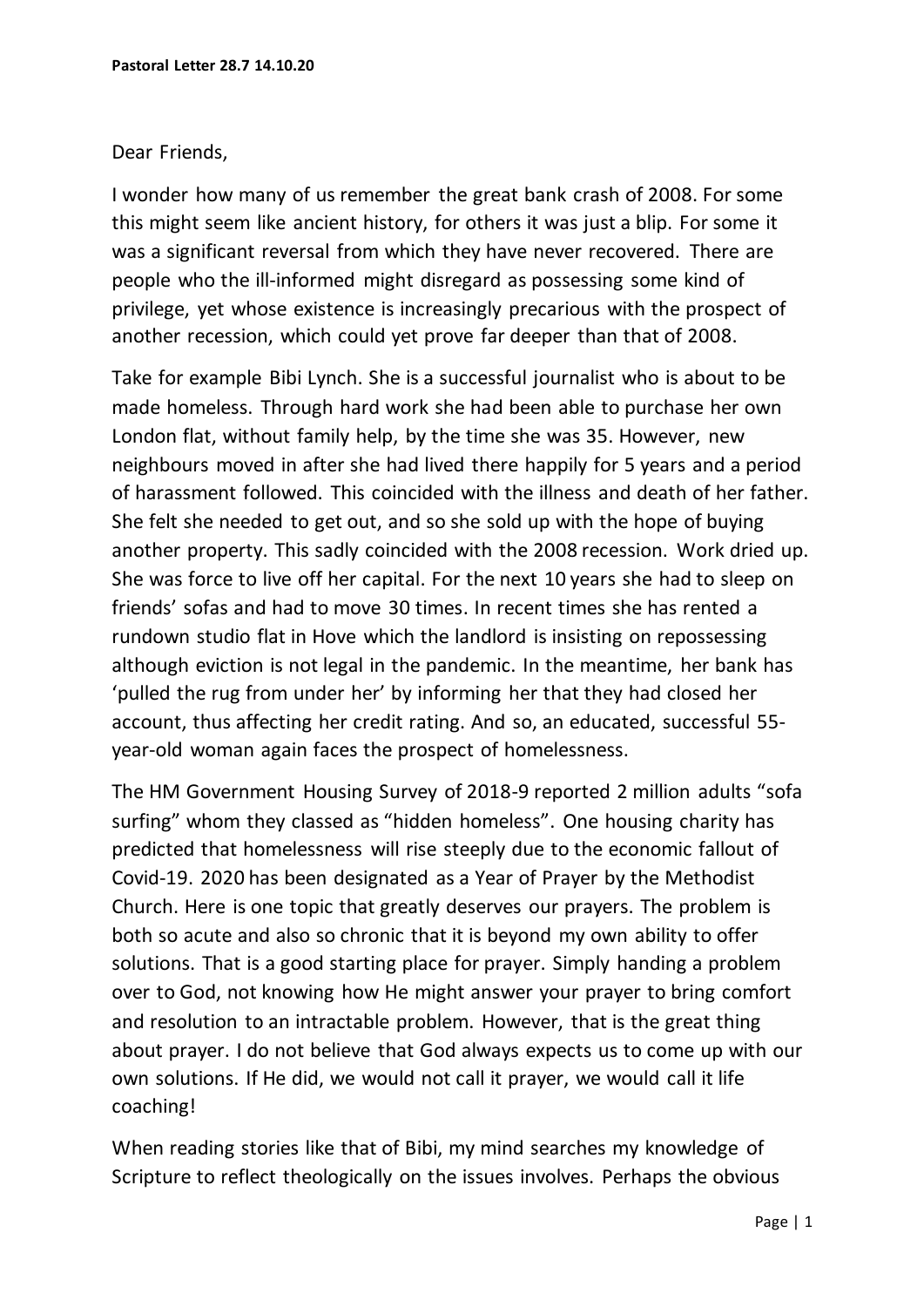**Pastoral Letter 28.7 14.10.20**

Dear Friends,

I wonder how many of us remember the great bank crash of 2008. For some this might seem like ancient history, for others it was just a blip. For some it was a significant reversal from which they have never recovered. There are people who the ill-informed might disregard as possessing some kind of privilege, yet whose existence is increasingly precarious with the prospect of another recession, which could yet prove far deeper than that of 2008.

Take for example Bibi Lynch. She is a successful journalist who is about to be made homeless. Through hard work she had been able to purchase her own London flat, without family help, by the time she was 35. However, new neighbours moved in after she had lived there happily for 5 years and a period of harassment followed. This coincided with the illness and death of her father. She felt she needed to get out, and so she sold up with the hope of buying another property. This sadly coincided with the 2008 recession. Work dried up. She was force to live off her capital. For the next 10 years she had to sleep on friends' sofas and had to move 30 times. In recent times she has rented a rundown studio flat in Hove which the landlord is insisting on repossessing although eviction is not legal in the pandemic. In the meantime, her bank has 'pulled the rug from under her' by informing her that they had closed her account, thus affecting her credit rating. And so, an educated, successful 55-year-old woman again faces the prospect of homelessness.

The HM Government Housing Survey of 2018-9 reported 2 million adults "sofa surfing" whom they classed as "hidden homeless". One housing charity has predicted that homelessness will rise steeply due to the economic fallout of Covid-19. 2020 has been designated as a Year of Prayer by the Methodist Church. Here is one topic that greatly deserves our prayers. The problem is both so acute and also so chronic that it is beyond my own ability to offer solutions. That is a good starting place for prayer. Simply handing a problem over to God, not knowing how He might answer your prayer to bring comfort and resolution to an intractable problem. However, that is the great thing about prayer. I do not believe that God always expects us to come up with our own solutions. If He did, we would not call it prayer, we would call it life coaching!

When reading stories like that of Bibi, my mind searches my knowledge of Scripture to reflect theologically on the issues involves. Perhaps the obvious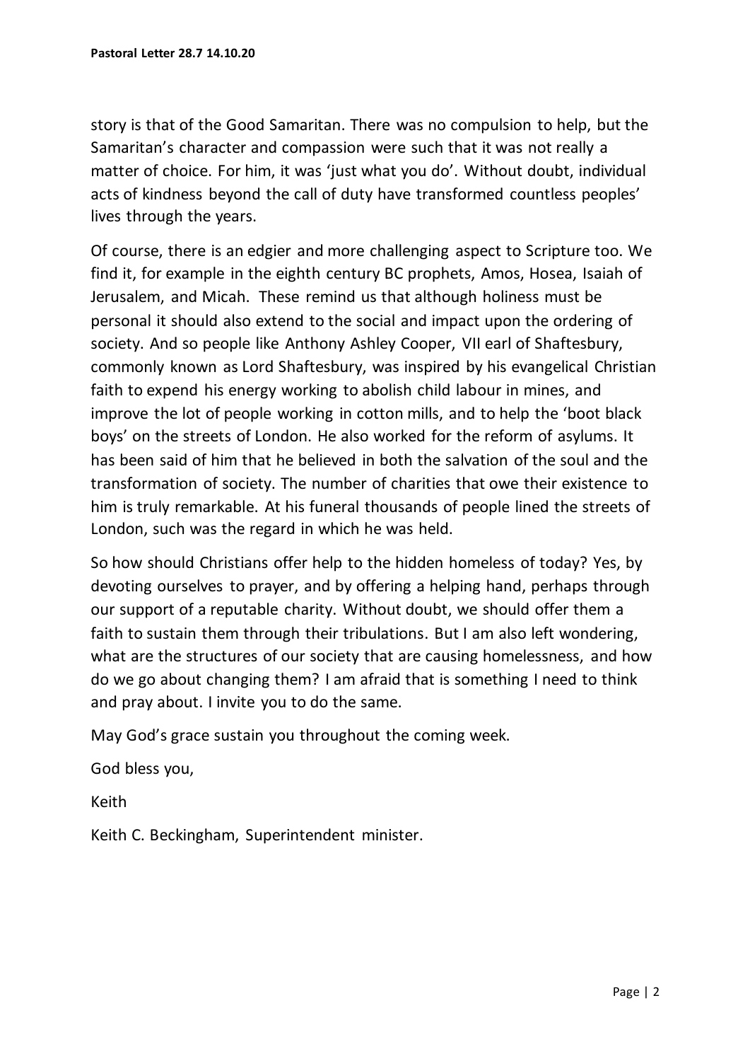story is that of the Good Samaritan. There was no compulsion to help, but the Samaritan's character and compassion were such that it was not really a matter of choice. For him, it was 'just what you do'. Without doubt, individual acts of kindness beyond the call of duty have transformed countless peoples' lives through the years.

Of course, there is an edgier and more challenging aspect to Scripture too. We find it, for example in the eighth century BC prophets, Amos, Hosea, Isaiah of Jerusalem, and Micah. These remind us that although holiness must be personal it should also extend to the social and impact upon the ordering of society. And so people like Anthony Ashley Cooper, VII earl of Shaftesbury, commonly known as Lord Shaftesbury, was inspired by his evangelical Christian faith to expend his energy working to abolish child labour in mines, and improve the lot of people working in cotton mills, and to help the 'boot black boys' on the streets of London. He also worked for the reform of asylums. It has been said of him that he believed in both the salvation of the soul and the transformation of society. The number of charities that owe their existence to him is truly remarkable. At his funeral thousands of people lined the streets of London, such was the regard in which he was held.

So how should Christians offer help to the hidden homeless of today? Yes, by devoting ourselves to prayer, and by offering a helping hand, perhaps through our support of a reputable charity. Without doubt, we should offer them a faith to sustain them through their tribulations. But I am also left wondering, what are the structures of our society that are causing homelessness, and how do we go about changing them? I am afraid that is something I need to think and pray about. I invite you to do the same.

May God's grace sustain you throughout the coming week.

God bless you,

Keith

Keith C. Beckingham, Superintendent minister.